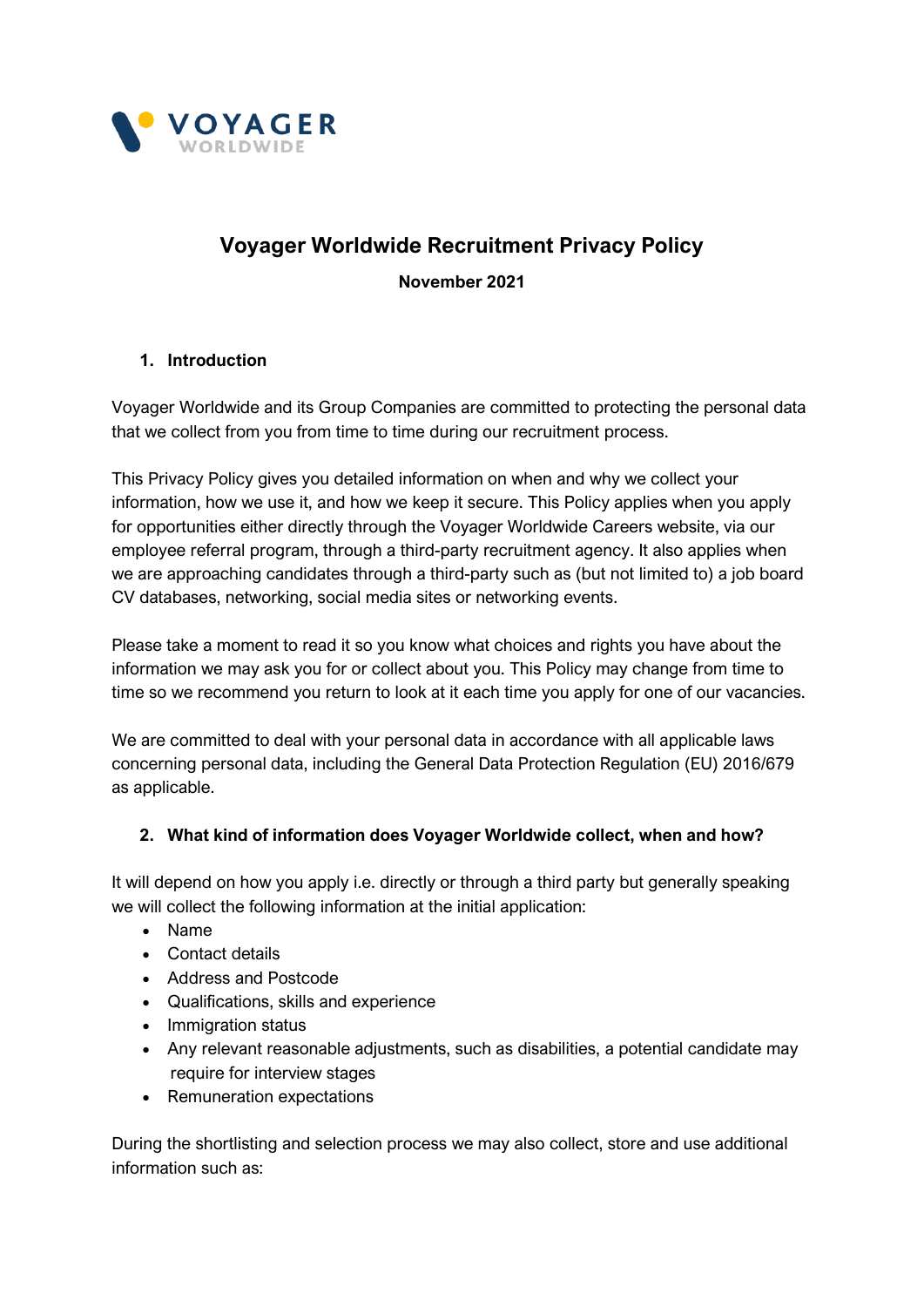# Voyager Worldwide Recruitment Privacy Policy

**November 2021**

## 1. Introduction

Voyager Worldwide and its Group Companies are committed to protecting the personal data that we collect from you from time to time during our recruitment process.

This Privacy Policy gives you detailed information on when and why we collect your information, how we use it, and how we keep it secure. This Policy applies when you apply for opportunities either directly through the Voyager Worldwide Careers website, via our employee referral program, through a third-party recruitment agency. It also applies when we are approaching candidates through a third-party such as (but not limited to) a job board CV databases, networking, social media sites or networking events.

Please take a moment to read it so you know what choices and rights you have about the information we may ask you for or collect about you. This Policy may change from time to time so we recommend you return to look at it each time you apply for one of our vacancies.

We are committed to deal with your personal data in accordance with all applicable laws concerning personal data, including the General Data Protection Regulation (EU) 2016/679 as applicable.

## 2. What kind of information does Voyager Worldwide collect, when and how?

It will depend on how you apply i.e. directly or through a third party but generally speaking we will collect the following information at the initial application:

- Name
- Contact details
- Address and Postcode
- Qualifications, skills and experience
- Immigration status
- Any relevant reasonable adjustments, such as disabilities, a potential candidate may require for interview stages
- Remuneration expectations

During the shortlisting and selection process we may also collect, store and use additional information such as: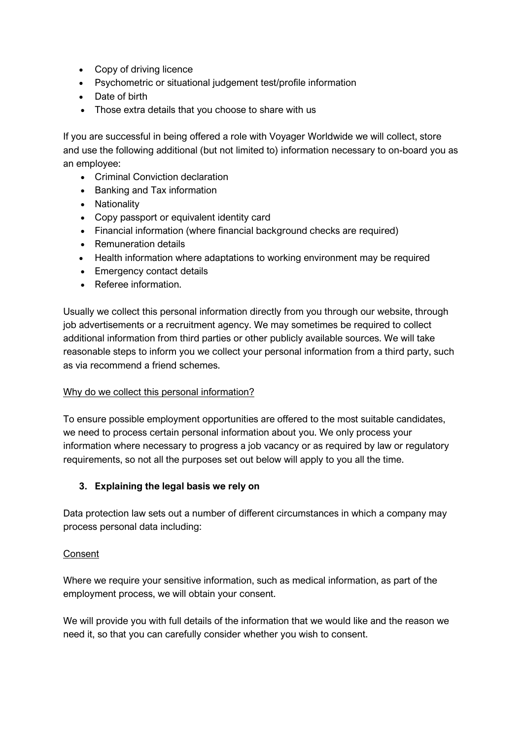- Copy of driving licence
- Psychometric or situational judgement test/profile information
- Date of birth
- Those extra details that you choose to share with us

If you are successful in being offered a role with Voyager Worldwide we will collect, store and use the following additional (but not limited to) information necessary to on-board you as an employee:

- Criminal Conviction declaration
- Banking and Tax information
- Nationality
- Copy passport or equivalent identity card
- Financial information (where financial background checks are required)
- Remuneration details
- Health information where adaptations to working environment may be required
- Emergency contact details
- Referee information.

Usually we collect this personal information directly from you through our website, through job advertisements or a recruitment agency. We may sometimes be required to collect additional information from third parties or other publicly available sources. We will take reasonable steps to inform you we collect your personal information from a third party, such as via recommend a friend schemes.

<u>Why do we collect this personal information?</u>

To ensure possible employment opportunities are offered to the most suitable candidates, we need to process certain personal information about you. We only process your information where necessary to progress a job vacancy or as required by law or regulatory requirements, so not all the purposes set out below will apply to you all the time.

### 3. Explaining the legal basis we rely on

Data protection law sets out a number of different circumstances in which a company may process personal data including:

<u>Consent</u>

Where we require your sensitive information, such as medical information, as part of the employment process, we will obtain your consent.

We will provide you with full details of the information that we would like and the reason we need it, so that you can carefully consider whether you wish to consent.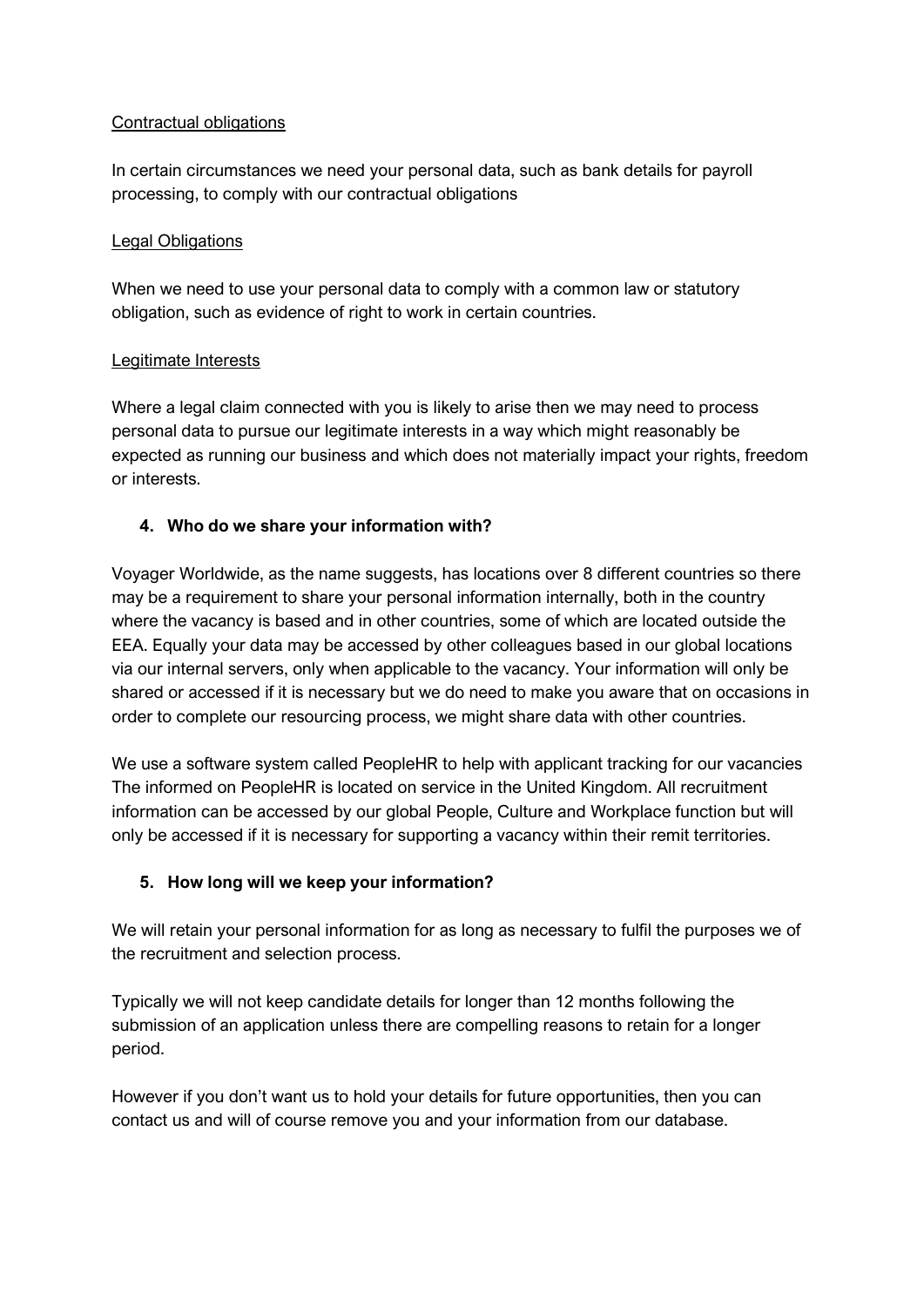<u>Contractual obligations</u>

In certain circumstances we need your personal data, such as bank details for payroll processing, to comply with our contractual obligations

<u>Legal Obligations</u>

When we need to use your personal data to comply with a common law or statutory obligation, such as evidence of right to work in certain countries.

<u>Legitimate Interests</u>

Where a legal claim connected with you is likely to arise then we may need to process personal data to pursue our legitimate interests in a way which might reasonably be expected as running our business and which does not materially impact your rights, freedom or interests.

### 4. Who do we share your information with?

Voyager Worldwide, as the name suggests, has locations over 8 different countries so there may be a requirement to share your personal information internally, both in the country where the vacancy is based and in other countries, some of which are located outside the EEA. Equally your data may be accessed by other colleagues based in our global locations via our internal servers, only when applicable to the vacancy. Your information will only be shared or accessed if it is necessary but we do need to make you aware that on occasions in order to complete our resourcing process, we might share data with other countries.

We use a software system called PeopleHR to help with applicant tracking for our vacancies The informed on PeopleHR is located on service in the United Kingdom. All recruitment information can be accessed by our global People, Culture and Workplace function but will only be accessed if it is necessary for supporting a vacancy within their remit territories.

### 5. How long will we keep your information?

We will retain your personal information for as long as necessary to fulfil the purposes we of the recruitment and selection process.

Typically we will not keep candidate details for longer than 12 months following the submission of an application unless there are compelling reasons to retain for a longer period.

However if you don't want us to hold your details for future opportunities, then you can contact us and will of course remove you and your information from our database.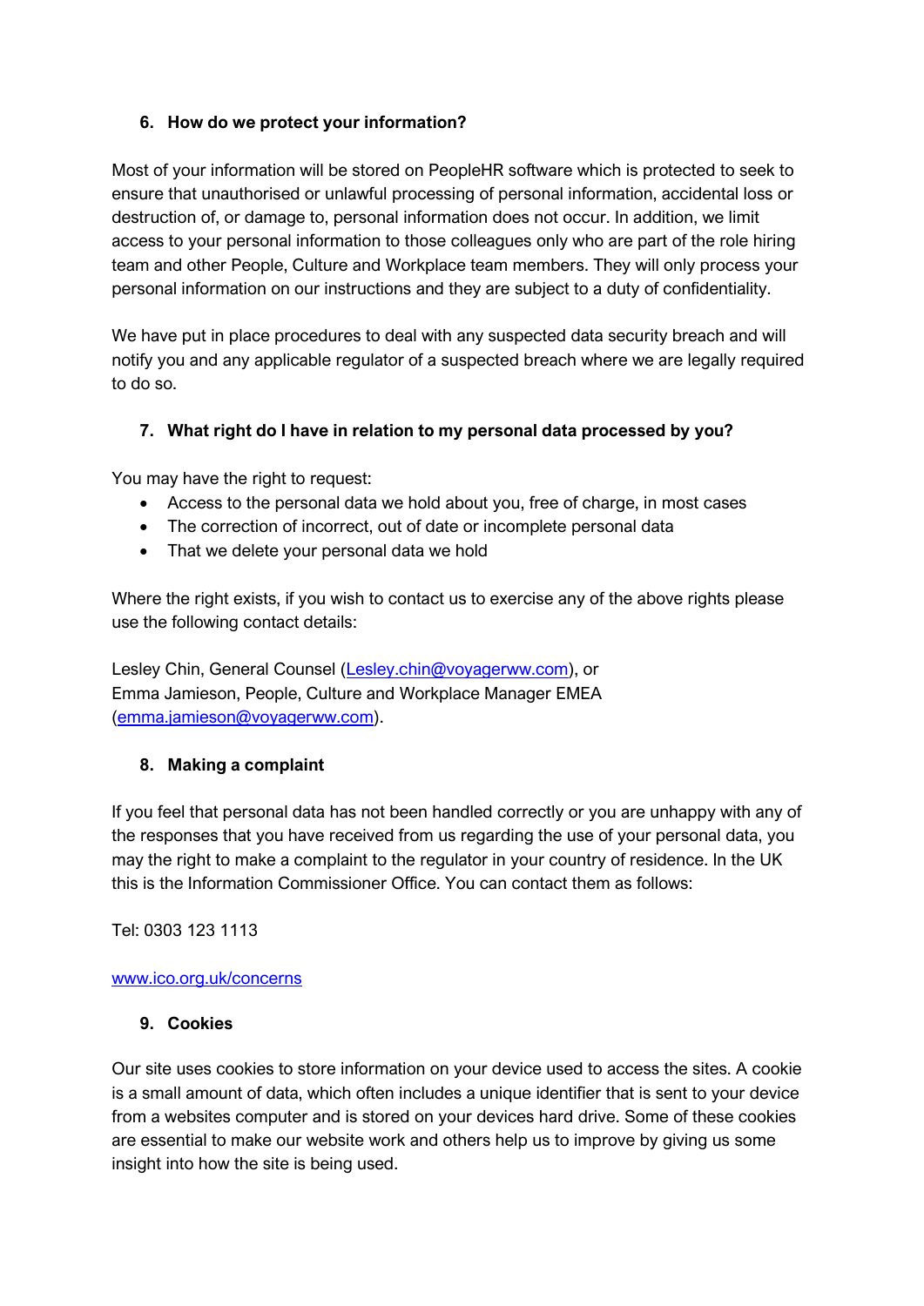### 6. How do we protect your information?

Most of your information will be stored on PeopleHR software which is protected to seek to ensure that unauthorised or unlawful processing of personal information, accidental loss or destruction of, or damage to, personal information does not occur. In addition, we limit access to your personal information to those colleagues only who are part of the role hiring team and other People, Culture and Workplace team members. They will only process your personal information on our instructions and they are subject to a duty of confidentiality.

We have put in place procedures to deal with any suspected data security breach and will notify you and any applicable regulator of a suspected breach where we are legally required to do so.

### 7. What right do I have in relation to my personal data processed by you?

You may have the right to request:

- Access to the personal data we hold about you, free of charge, in most cases
- The correction of incorrect, out of date or incomplete personal data
- That we delete your personal data we hold

Where the right exists, if you wish to contact us to exercise any of the above rights please use the following contact details:

Lesley Chin, General Counsel (Lesley.chin@voyagerww.com), or
Emma Jamieson, People, Culture and Workplace Manager EMEA (emma.jamieson@voyagerww.com).

### 8. Making a complaint

If you feel that personal data has not been handled correctly or you are unhappy with any of the responses that you have received from us regarding the use of your personal data, you may the right to make a complaint to the regulator in your country of residence. In the UK this is the Information Commissioner Office. You can contact them as follows:

Tel: 0303 123 1113

www.ico.org.uk/concerns

### 9. Cookies

Our site uses cookies to store information on your device used to access the sites. A cookie is a small amount of data, which often includes a unique identifier that is sent to your device from a websites computer and is stored on your devices hard drive. Some of these cookies are essential to make our website work and others help us to improve by giving us some insight into how the site is being used.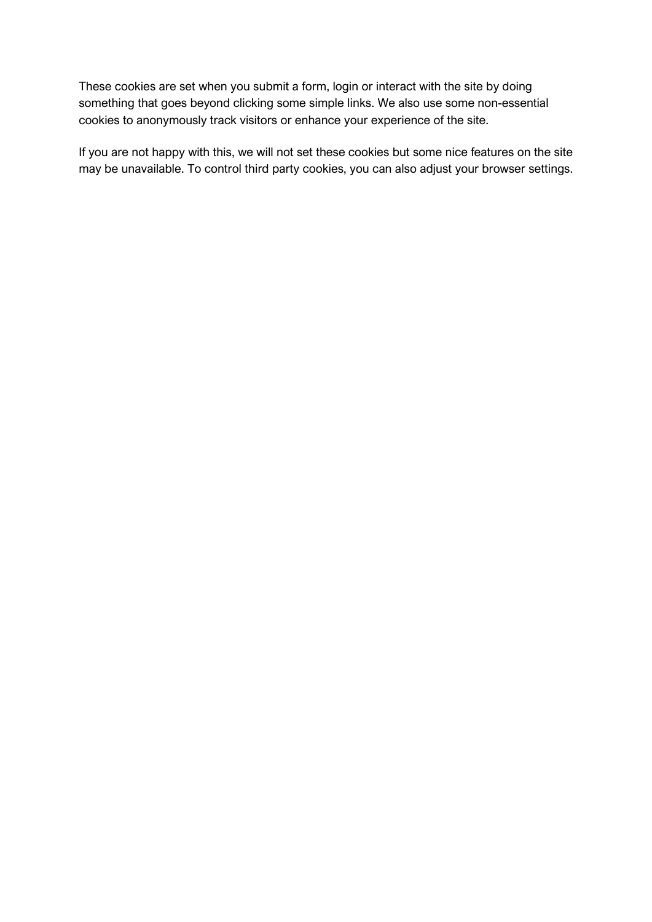These cookies are set when you submit a form, login or interact with the site by doing something that goes beyond clicking some simple links. We also use some non-essential cookies to anonymously track visitors or enhance your experience of the site.

If you are not happy with this, we will not set these cookies but some nice features on the site may be unavailable. To control third party cookies, you can also adjust your browser settings.